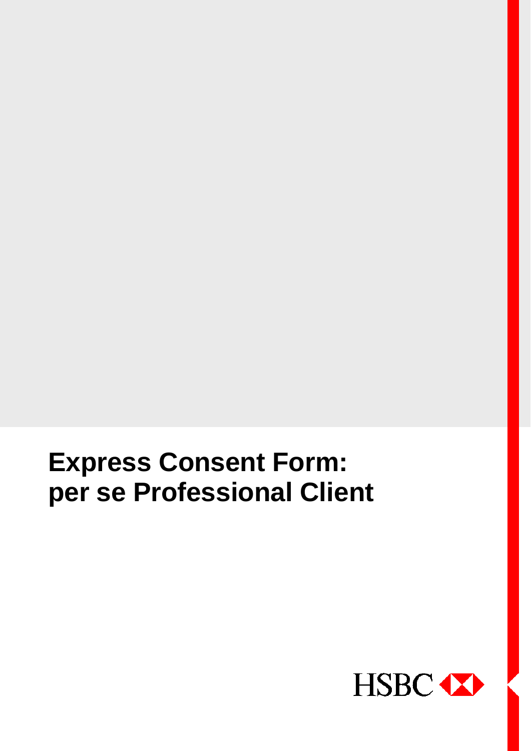# Express Consent Form: per se Professional Client

HSBC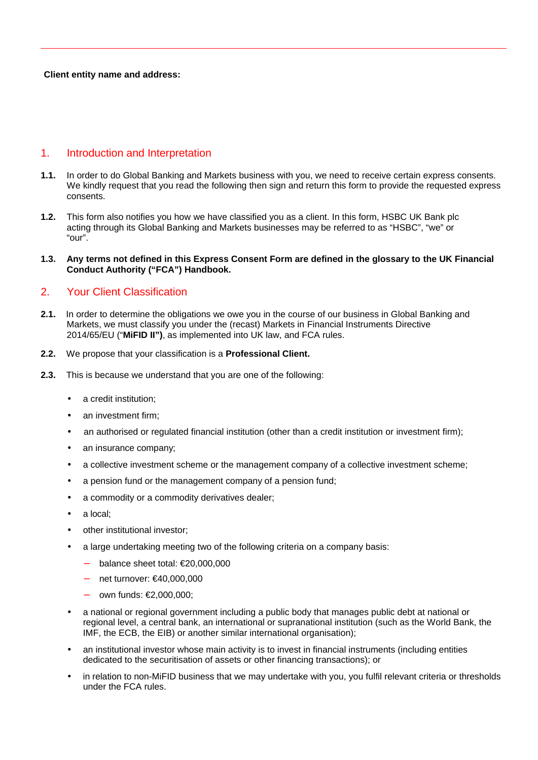**Client entity name and address:**

## 1. Introduction and Interpretation

**1.1.** In order to do Global Banking and Markets business with you, we need to receive certain express consents. We kindly request that you read the following then sign and return this form to provide the requested express consents.

**1.2.** This form also notifies you how we have classified you as a client. In this form, HSBC UK Bank plc acting through its Global Banking and Markets businesses may be referred to as "HSBC", "we" or "our".

**1.3. Any terms not defined in this Express Consent Form are defined in the glossary to the UK Financial Conduct Authority ("FCA") Handbook.**

## 2. Your Client Classification

**2.1.** In order to determine the obligations we owe you in the course of our business in Global Banking and Markets, we must classify you under the (recast) Markets in Financial Instruments Directive 2014/65/EU ("**MiFID II")**, as implemented into UK law, and FCA rules.

**2.2.** We propose that your classification is a **Professional Client.**

**2.3.** This is because we understand that you are one of the following:

- a credit institution;
- an investment firm;
- an authorised or regulated financial institution (other than a credit institution or investment firm);
- an insurance company;
- a collective investment scheme or the management company of a collective investment scheme;
- a pension fund or the management company of a pension fund;
- a commodity or a commodity derivatives dealer;
- a local;
- other institutional investor;
- a large undertaking meeting two of the following criteria on a company basis:
  - balance sheet total: €20,000,000
  - net turnover: €40,000,000
  - own funds: €2,000,000;
- a national or regional government including a public body that manages public debt at national or regional level, a central bank, an international or supranational institution (such as the World Bank, the IMF, the ECB, the EIB) or another similar international organisation);
- an institutional investor whose main activity is to invest in financial instruments (including entities dedicated to the securitisation of assets or other financing transactions); or
- in relation to non-MiFID business that we may undertake with you, you fulfil relevant criteria or thresholds under the FCA rules.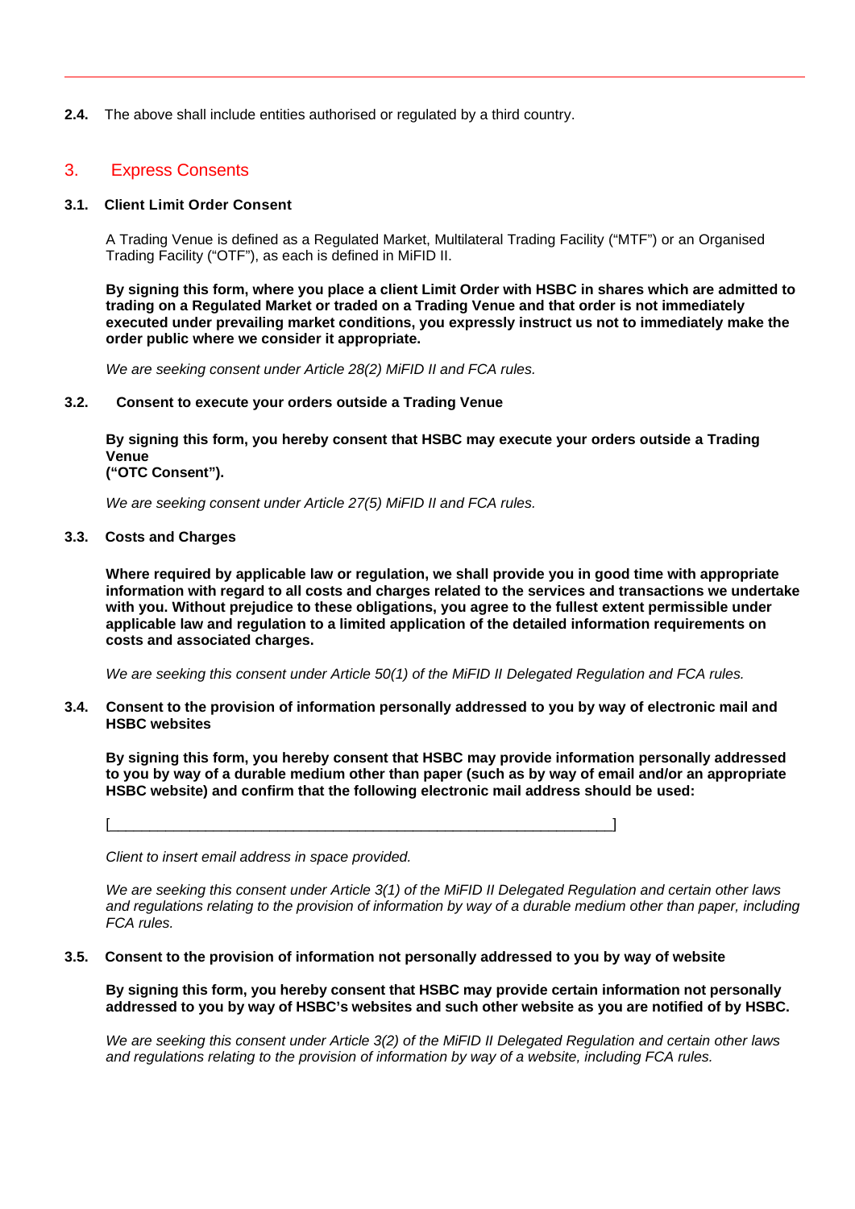**2.4.** The above shall include entities authorised or regulated by a third country.

## 3. Express Consents

### 3.1. Client Limit Order Consent

A Trading Venue is defined as a Regulated Market, Multilateral Trading Facility ("MTF") or an Organised Trading Facility ("OTF"), as each is defined in MiFID II.

**By signing this form, where you place a client Limit Order with HSBC in shares which are admitted to trading on a Regulated Market or traded on a Trading Venue and that order is not immediately executed under prevailing market conditions, you expressly instruct us not to immediately make the order public where we consider it appropriate.**

*We are seeking consent under Article 28(2) MiFID II and FCA rules.*

### 3.2. Consent to execute your orders outside a Trading Venue

**By signing this form, you hereby consent that HSBC may execute your orders outside a Trading Venue ("OTC Consent").**

*We are seeking consent under Article 27(5) MiFID II and FCA rules.*

### 3.3. Costs and Charges

**Where required by applicable law or regulation, we shall provide you in good time with appropriate information with regard to all costs and charges related to the services and transactions we undertake with you. Without prejudice to these obligations, you agree to the fullest extent permissible under applicable law and regulation to a limited application of the detailed information requirements on costs and associated charges.**

*We are seeking this consent under Article 50(1) of the MiFID II Delegated Regulation and FCA rules.*

### 3.4. Consent to the provision of information personally addressed to you by way of electronic mail and HSBC websites

**By signing this form, you hereby consent that HSBC may provide information personally addressed to you by way of a durable medium other than paper (such as by way of email and/or an appropriate HSBC website) and confirm that the following electronic mail address should be used:**

[_______________________________________________________]

*Client to insert email address in space provided.*

*We are seeking this consent under Article 3(1) of the MiFID II Delegated Regulation and certain other laws and regulations relating to the provision of information by way of a durable medium other than paper, including FCA rules.*

### 3.5. Consent to the provision of information not personally addressed to you by way of website

**By signing this form, you hereby consent that HSBC may provide certain information not personally addressed to you by way of HSBC's websites and such other website as you are notified of by HSBC.**

*We are seeking this consent under Article 3(2) of the MiFID II Delegated Regulation and certain other laws and regulations relating to the provision of information by way of a website, including FCA rules.*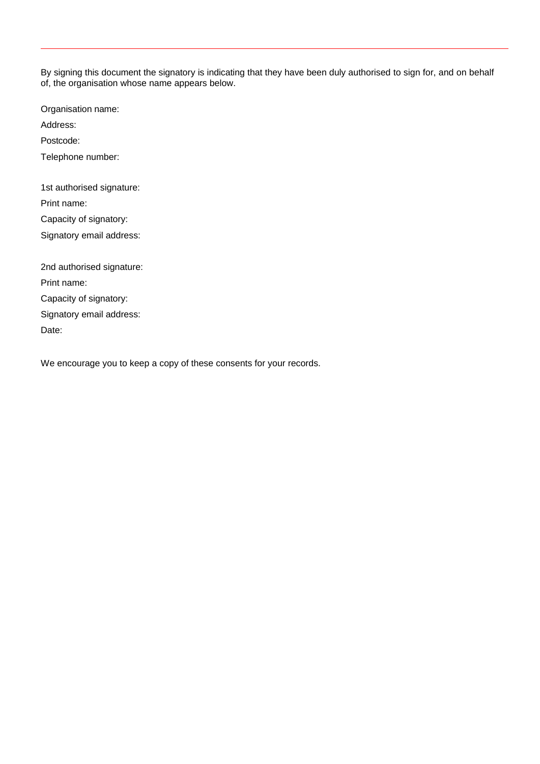---

By signing this document the signatory is indicating that they have been duly authorised to sign for, and on behalf of, the organisation whose name appears below.

Organisation name:

Address:

Postcode:

Telephone number:

1st authorised signature:

Print name:

Capacity of signatory:

Signatory email address:

2nd authorised signature:

Print name:

Capacity of signatory:

Signatory email address:

Date:

We encourage you to keep a copy of these consents for your records.